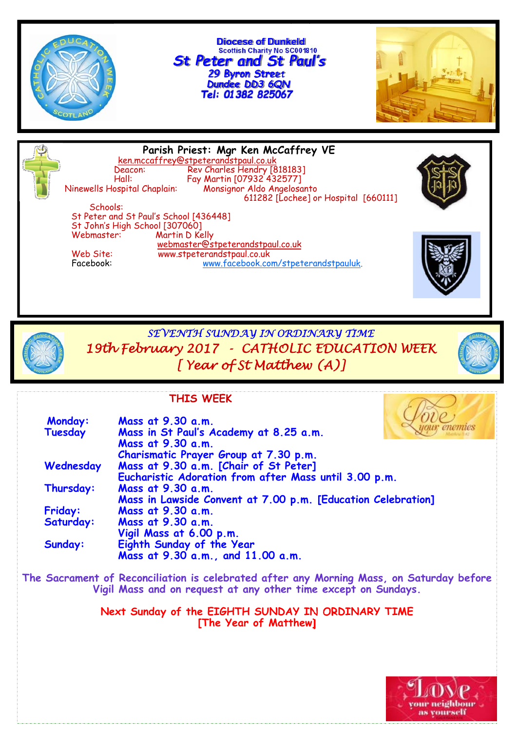# Diocese of Dunkeld

Scottish Charity No SC001810

## St Peter and St Paul's

29 Byron Street
Dundee DD3 6QN
Tel: 01382 825067

**Parish Priest: Mgr Ken McCaffrey VE**

ken.mccaffrey@stpeterandstpaul.co.uk

Deacon: Rev Charles Hendry [818183]
Hall: Fay Martin [07932 432577]
Ninewells Hospital Chaplain: Monsignor Aldo Angelosanto 611282 [Lochee] or Hospital [660111]

Schools:
St Peter and St Paul's School [436448]
St John's High School [307060]
Webmaster: Martin D Kelly
webmaster@stpeterandstpaul.co.uk
Web Site: www.stpeterandstpaul.co.uk
Facebook: www.facebook.com/stpeterandstpauluk.

## *SEVENTH SUNDAY IN ORDINARY TIME*
## *19th February 2017 - CATHOLIC EDUCATION WEEK*
## *[ Year of St Matthew (A)]*

### THIS WEEK

| | |
|---|---|
| **Monday:** | Mass at 9.30 a.m. |
| **Tuesday** | Mass in St Paul's Academy at 8.25 a.m. |
| | Mass at 9.30 a.m. |
| | Charismatic Prayer Group at 7.30 p.m. |
| **Wednesday** | Mass at 9.30 a.m. [Chair of St Peter] |
| | Eucharistic Adoration from after Mass until 3.00 p.m. |
| **Thursday:** | Mass at 9.30 a.m. |
| | Mass in Lawside Convent at 7.00 p.m. [Education Celebration] |
| **Friday:** | Mass at 9.30 a.m. |
| **Saturday:** | Mass at 9.30 a.m. |
| | Vigil Mass at 6.00 p.m. |
| **Sunday:** | Eighth Sunday of the Year |
| | Mass at 9.30 a.m., and 11.00 a.m. |

The Sacrament of Reconciliation is celebrated after any Morning Mass, on Saturday before Vigil Mass and on request at any other time except on Sundays.

**Next Sunday of the EIGHTH SUNDAY IN ORDINARY TIME**
**[The Year of Matthew]**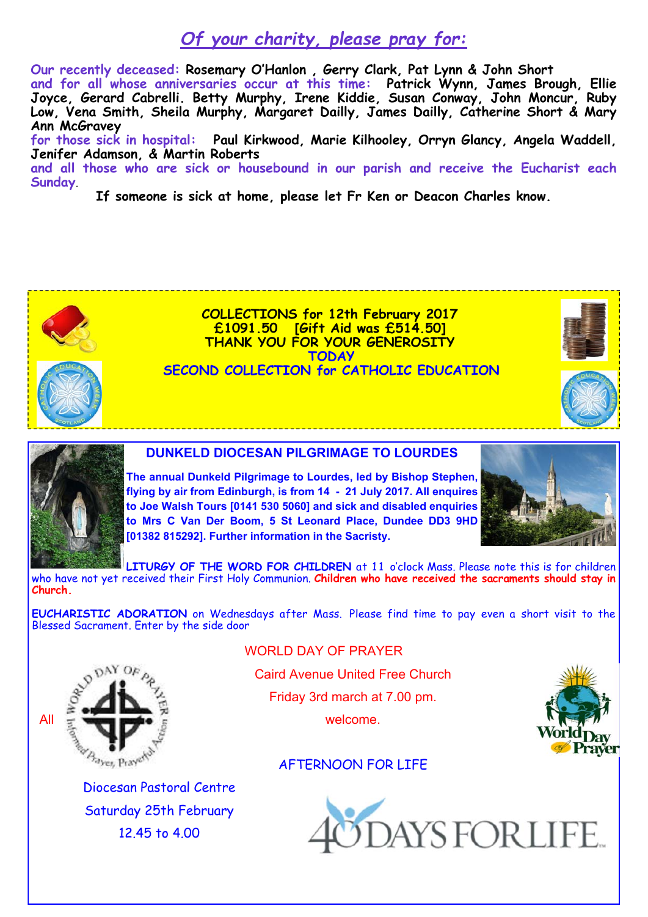## *Of your charity, please pray for:*

**Our recently deceased:** **Rosemary O'Hanlon , Gerry Clark, Pat Lynn & John Short**
**and for all whose anniversaries occur at this time:** **Patrick Wynn, James Brough, Ellie Joyce, Gerard Cabrelli. Betty Murphy, Irene Kiddie, Susan Conway, John Moncur, Ruby Low, Vena Smith, Sheila Murphy, Margaret Dailly, James Dailly, Catherine Short & Mary Ann McGravey**
**for those sick in hospital:** **Paul Kirkwood, Marie Kilhooley, Orryn Glancy, Angela Waddell, Jenifer Adamson, & Martin Roberts**
**and all those who are sick or housebound in our parish and receive the Eucharist each Sunday**.

**If someone is sick at home, please let Fr Ken or Deacon Charles know.**

**COLLECTIONS for 12th February 2017**
**£1091.50 [Gift Aid was £514.50]**
**THANK YOU FOR YOUR GENEROSITY**
**TODAY**
**SECOND COLLECTION for CATHOLIC EDUCATION**

### DUNKELD DIOCESAN PILGRIMAGE TO LOURDES

**The annual Dunkeld Pilgrimage to Lourdes, led by Bishop Stephen, flying by air from Edinburgh, is from 14 - 21 July 2017. All enquires to Joe Walsh Tours [0141 530 5060] and sick and disabled enquiries to Mrs C Van Der Boom, 5 St Leonard Place, Dundee DD3 9HD [01382 815292]. Further information in the Sacristy.**

**LITURGY OF THE WORD FOR CHILDREN** at 11 o'clock Mass. Please note this is for children who have not yet received their First Holy Communion. **Children who have received the sacraments should stay in Church.**

**EUCHARISTIC ADORATION** on Wednesdays after Mass. Please find time to pay even a short visit to the Blessed Sacrament. Enter by the side door

WORLD DAY OF PRAYER

Caird Avenue United Free Church

Friday 3rd march at 7.00 pm.

All welcome.

AFTERNOON FOR LIFE

Diocesan Pastoral Centre

Saturday 25th February

12.45 to 4.00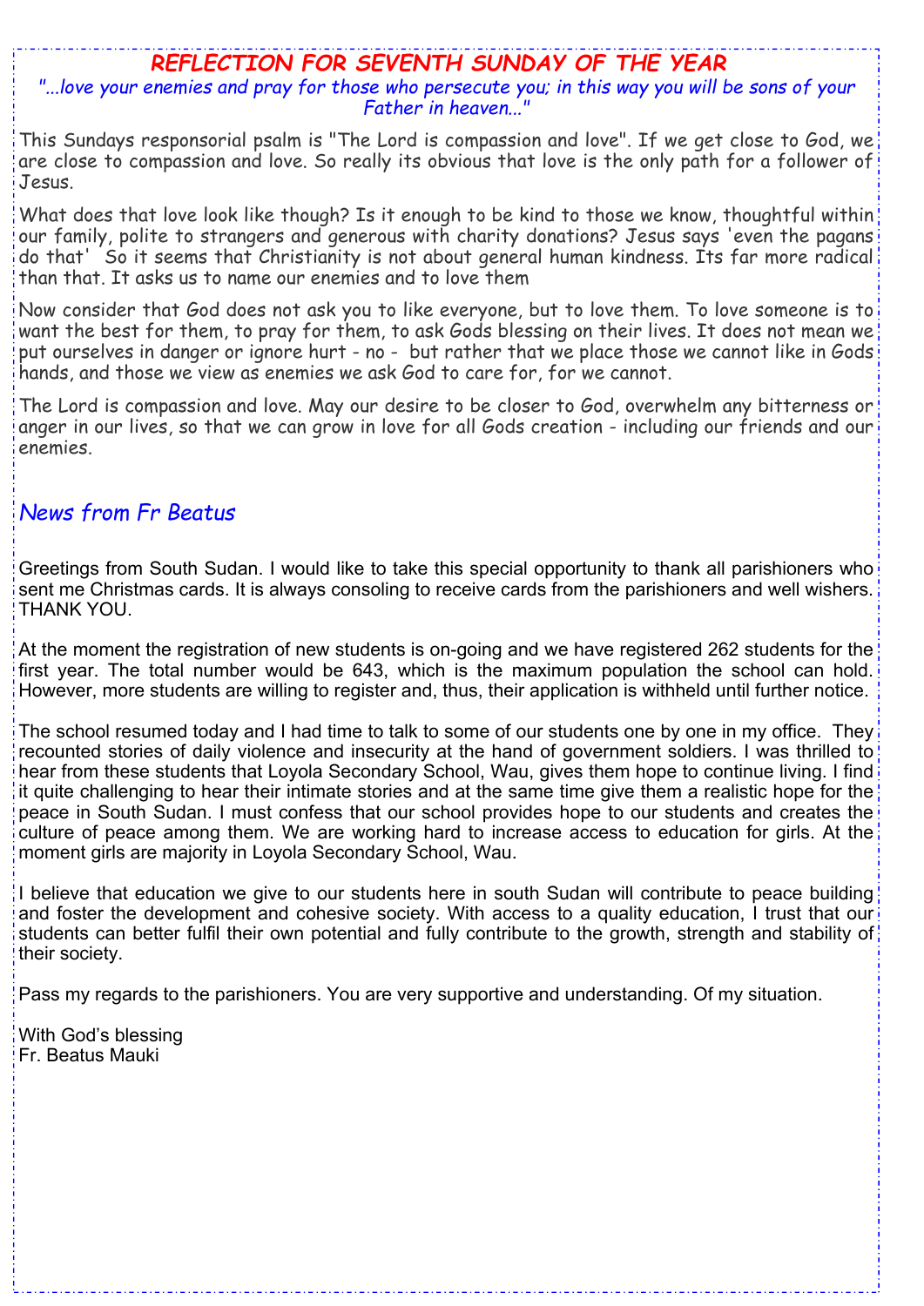## REFLECTION FOR SEVENTH SUNDAY OF THE YEAR

*"...love your enemies and pray for those who persecute you; in this way you will be sons of your Father in heaven..."*

This Sundays responsorial psalm is "The Lord is compassion and love". If we get close to God, we are close to compassion and love. So really its obvious that love is the only path for a follower of Jesus.

What does that love look like though? Is it enough to be kind to those we know, thoughtful within our family, polite to strangers and generous with charity donations? Jesus says 'even the pagans do that' So it seems that Christianity is not about general human kindness. Its far more radical than that. It asks us to name our enemies and to love them

Now consider that God does not ask you to like everyone, but to love them. To love someone is to want the best for them, to pray for them, to ask Gods blessing on their lives. It does not mean we put ourselves in danger or ignore hurt - no - but rather that we place those we cannot like in Gods hands, and those we view as enemies we ask God to care for, for we cannot.

The Lord is compassion and love. May our desire to be closer to God, overwhelm any bitterness or anger in our lives, so that we can grow in love for all Gods creation - including our friends and our enemies.

## *News from Fr Beatus*

Greetings from South Sudan. I would like to take this special opportunity to thank all parishioners who sent me Christmas cards. It is always consoling to receive cards from the parishioners and well wishers. THANK YOU.

At the moment the registration of new students is on-going and we have registered 262 students for the first year. The total number would be 643, which is the maximum population the school can hold. However, more students are willing to register and, thus, their application is withheld until further notice.

The school resumed today and I had time to talk to some of our students one by one in my office. They recounted stories of daily violence and insecurity at the hand of government soldiers. I was thrilled to hear from these students that Loyola Secondary School, Wau, gives them hope to continue living. I find it quite challenging to hear their intimate stories and at the same time give them a realistic hope for the peace in South Sudan. I must confess that our school provides hope to our students and creates the culture of peace among them. We are working hard to increase access to education for girls. At the moment girls are majority in Loyola Secondary School, Wau.

I believe that education we give to our students here in south Sudan will contribute to peace building and foster the development and cohesive society. With access to a quality education, I trust that our students can better fulfil their own potential and fully contribute to the growth, strength and stability of their society.

Pass my regards to the parishioners. You are very supportive and understanding. Of my situation.

With God's blessing
Fr. Beatus Mauki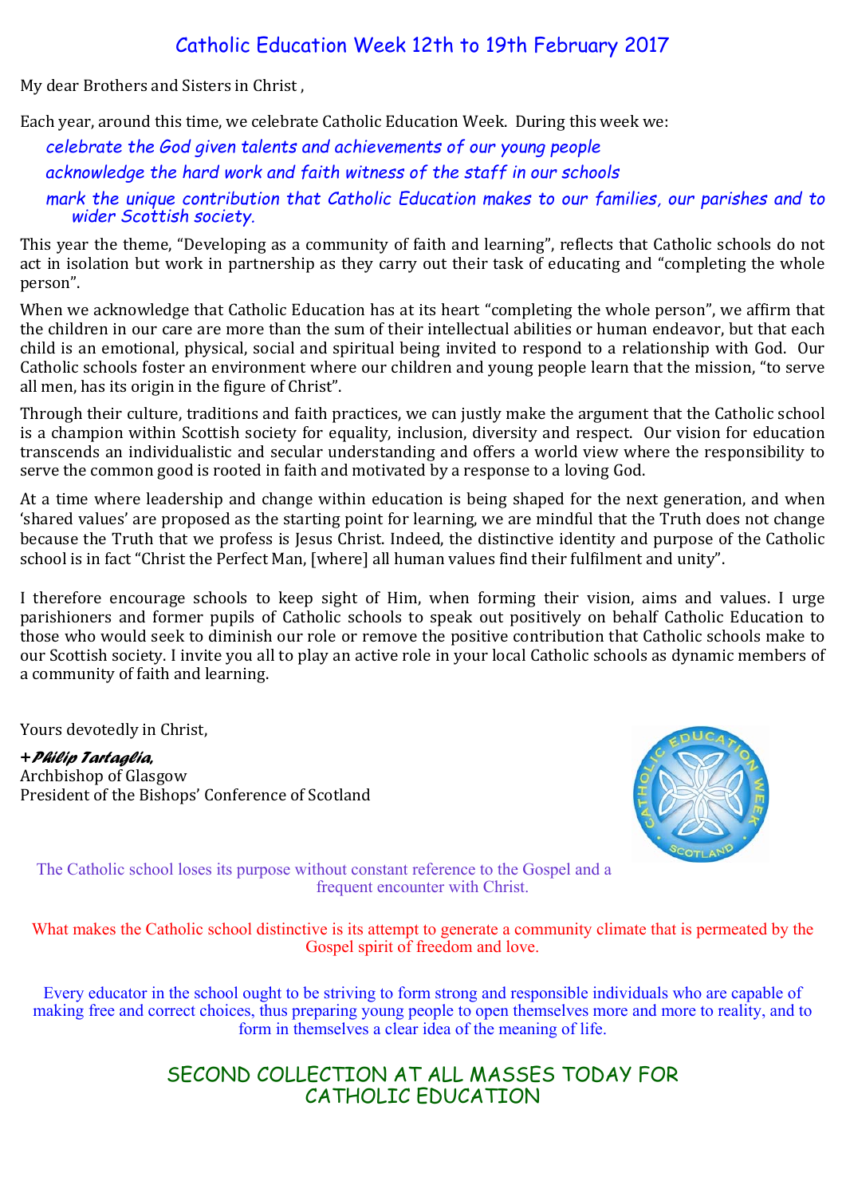# Catholic Education Week 12th to 19th February 2017

My dear Brothers and Sisters in Christ ,

Each year, around this time, we celebrate Catholic Education Week. During this week we:

*celebrate the God given talents and achievements of our young people*

*acknowledge the hard work and faith witness of the staff in our schools*

*mark the unique contribution that Catholic Education makes to our families, our parishes and to wider Scottish society.*

This year the theme, "Developing as a community of faith and learning", reflects that Catholic schools do not act in isolation but work in partnership as they carry out their task of educating and "completing the whole person".

When we acknowledge that Catholic Education has at its heart "completing the whole person", we affirm that the children in our care are more than the sum of their intellectual abilities or human endeavor, but that each child is an emotional, physical, social and spiritual being invited to respond to a relationship with God. Our Catholic schools foster an environment where our children and young people learn that the mission, "to serve all men, has its origin in the figure of Christ".

Through their culture, traditions and faith practices, we can justly make the argument that the Catholic school is a champion within Scottish society for equality, inclusion, diversity and respect. Our vision for education transcends an individualistic and secular understanding and offers a world view where the responsibility to serve the common good is rooted in faith and motivated by a response to a loving God.

At a time where leadership and change within education is being shaped for the next generation, and when 'shared values' are proposed as the starting point for learning, we are mindful that the Truth does not change because the Truth that we profess is Jesus Christ. Indeed, the distinctive identity and purpose of the Catholic school is in fact "Christ the Perfect Man, [where] all human values find their fulfilment and unity".

I therefore encourage schools to keep sight of Him, when forming their vision, aims and values. I urge parishioners and former pupils of Catholic schools to speak out positively on behalf Catholic Education to those who would seek to diminish our role or remove the positive contribution that Catholic schools make to our Scottish society. I invite you all to play an active role in your local Catholic schools as dynamic members of a community of faith and learning.

Yours devotedly in Christ,

*+Philip Tartaglia,*
Archbishop of Glasgow
President of the Bishops' Conference of Scotland

CATHOLIC EDUCATION WEEK SCOTLAND

The Catholic school loses its purpose without constant reference to the Gospel and a frequent encounter with Christ.

What makes the Catholic school distinctive is its attempt to generate a community climate that is permeated by the Gospel spirit of freedom and love.

Every educator in the school ought to be striving to form strong and responsible individuals who are capable of making free and correct choices, thus preparing young people to open themselves more and more to reality, and to form in themselves a clear idea of the meaning of life.

## SECOND COLLECTION AT ALL MASSES TODAY FOR CATHOLIC EDUCATION